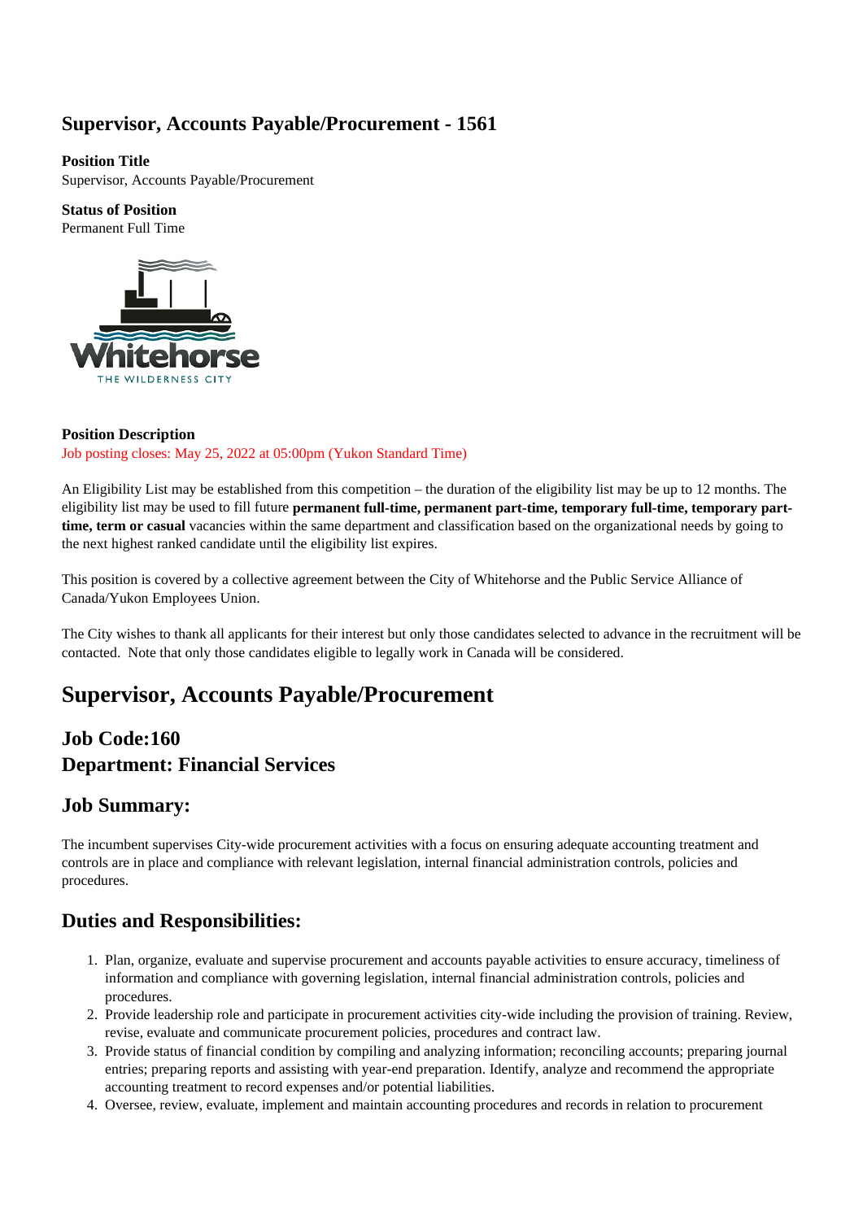# Supervisor, Accounts Payable/Procurement - 1561

**Position Title**
Supervisor, Accounts Payable/Procurement

**Status of Position**
Permanent Full Time

**Position Description**
Job posting closes: May 25, 2022 at 05:00pm (Yukon Standard Time)

An Eligibility List may be established from this competition – the duration of the eligibility list may be up to 12 months. The eligibility list may be used to fill future **permanent full-time, permanent part-time, temporary full-time, temporary part-time, term or casual** vacancies within the same department and classification based on the organizational needs by going to the next highest ranked candidate until the eligibility list expires.

This position is covered by a collective agreement between the City of Whitehorse and the Public Service Alliance of Canada/Yukon Employees Union.

The City wishes to thank all applicants for their interest but only those candidates selected to advance in the recruitment will be contacted. Note that only those candidates eligible to legally work in Canada will be considered.

# Supervisor, Accounts Payable/Procurement

## Job Code:160
## Department: Financial Services

## Job Summary:

The incumbent supervises City-wide procurement activities with a focus on ensuring adequate accounting treatment and controls are in place and compliance with relevant legislation, internal financial administration controls, policies and procedures.

## Duties and Responsibilities:

1. Plan, organize, evaluate and supervise procurement and accounts payable activities to ensure accuracy, timeliness of information and compliance with governing legislation, internal financial administration controls, policies and procedures.
2. Provide leadership role and participate in procurement activities city-wide including the provision of training. Review, revise, evaluate and communicate procurement policies, procedures and contract law.
3. Provide status of financial condition by compiling and analyzing information; reconciling accounts; preparing journal entries; preparing reports and assisting with year-end preparation. Identify, analyze and recommend the appropriate accounting treatment to record expenses and/or potential liabilities.
4. Oversee, review, evaluate, implement and maintain accounting procedures and records in relation to procurement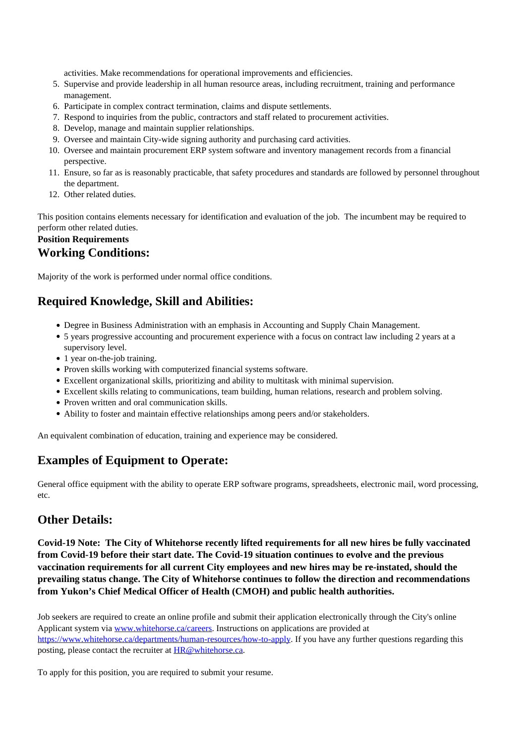activities. Make recommendations for operational improvements and efficiencies.

5. Supervise and provide leadership in all human resource areas, including recruitment, training and performance management.
6. Participate in complex contract termination, claims and dispute settlements.
7. Respond to inquiries from the public, contractors and staff related to procurement activities.
8. Develop, manage and maintain supplier relationships.
9. Oversee and maintain City-wide signing authority and purchasing card activities.
10. Oversee and maintain procurement ERP system software and inventory management records from a financial perspective.
11. Ensure, so far as is reasonably practicable, that safety procedures and standards are followed by personnel throughout the department.
12. Other related duties.

This position contains elements necessary for identification and evaluation of the job. The incumbent may be required to perform other related duties.

**Position Requirements**

## Working Conditions:

Majority of the work is performed under normal office conditions.

## Required Knowledge, Skill and Abilities:

- Degree in Business Administration with an emphasis in Accounting and Supply Chain Management.
- 5 years progressive accounting and procurement experience with a focus on contract law including 2 years at a supervisory level.
- 1 year on-the-job training.
- Proven skills working with computerized financial systems software.
- Excellent organizational skills, prioritizing and ability to multitask with minimal supervision.
- Excellent skills relating to communications, team building, human relations, research and problem solving.
- Proven written and oral communication skills.
- Ability to foster and maintain effective relationships among peers and/or stakeholders.

An equivalent combination of education, training and experience may be considered.

## Examples of Equipment to Operate:

General office equipment with the ability to operate ERP software programs, spreadsheets, electronic mail, word processing, etc.

## Other Details:

**Covid-19 Note: The City of Whitehorse recently lifted requirements for all new hires be fully vaccinated from Covid-19 before their start date. The Covid-19 situation continues to evolve and the previous vaccination requirements for all current City employees and new hires may be re-instated, should the prevailing status change. The City of Whitehorse continues to follow the direction and recommendations from Yukon's Chief Medical Officer of Health (CMOH) and public health authorities.**

Job seekers are required to create an online profile and submit their application electronically through the City's online Applicant system via [www.whitehorse.ca/careers](www.whitehorse.ca/careers). Instructions on applications are provided at [https://www.whitehorse.ca/departments/human-resources/how-to-apply](https://www.whitehorse.ca/departments/human-resources/how-to-apply). If you have any further questions regarding this posting, please contact the recruiter at [HR@whitehorse.ca](mailto:HR@whitehorse.ca).

To apply for this position, you are required to submit your resume.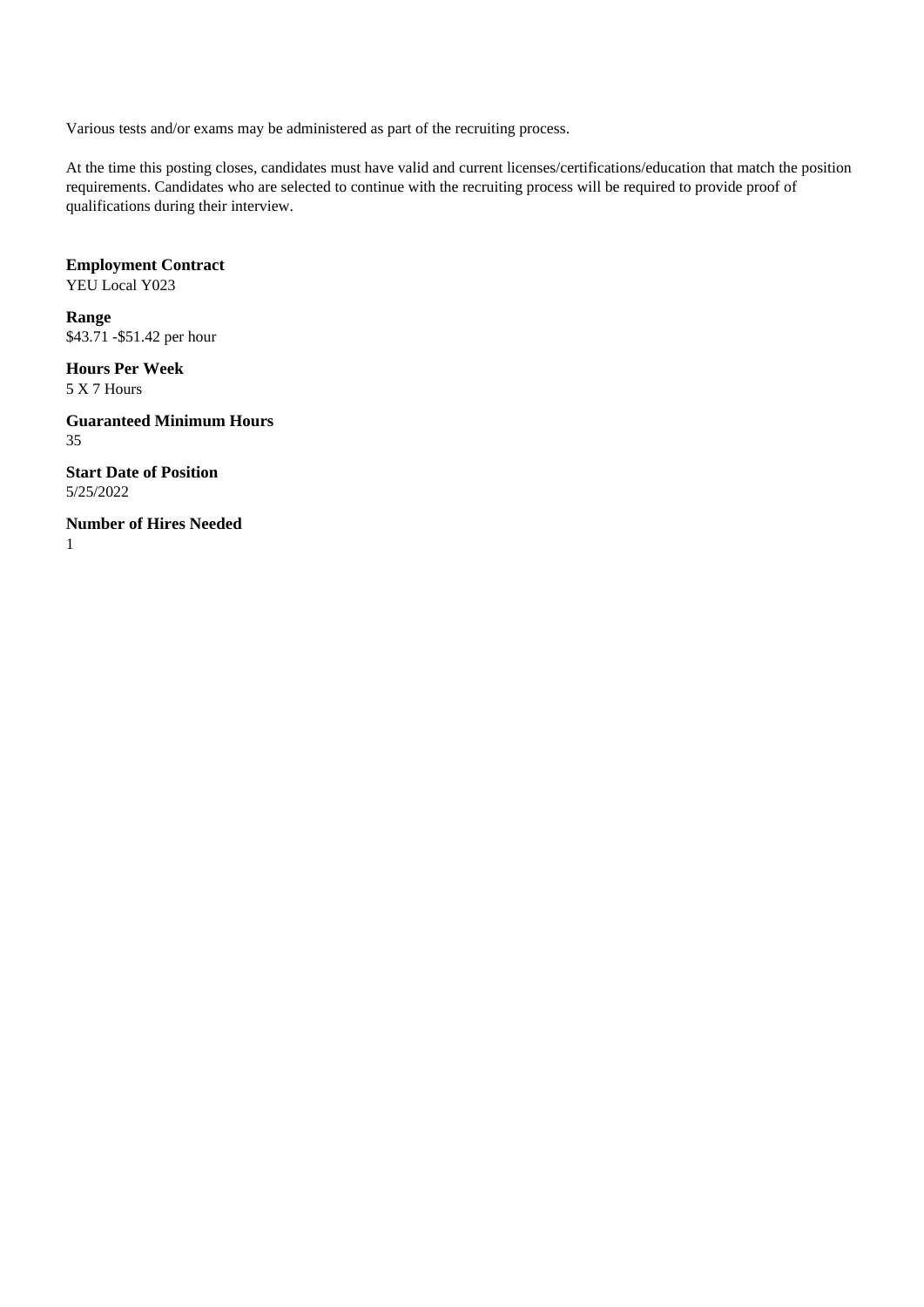Various tests and/or exams may be administered as part of the recruiting process.

At the time this posting closes, candidates must have valid and current licenses/certifications/education that match the position requirements. Candidates who are selected to continue with the recruiting process will be required to provide proof of qualifications during their interview.

**Employment Contract**
YEU Local Y023

**Range**
$43.71 -$51.42 per hour

**Hours Per Week**
5 X 7 Hours

**Guaranteed Minimum Hours**
35

**Start Date of Position**
5/25/2022

**Number of Hires Needed**
1